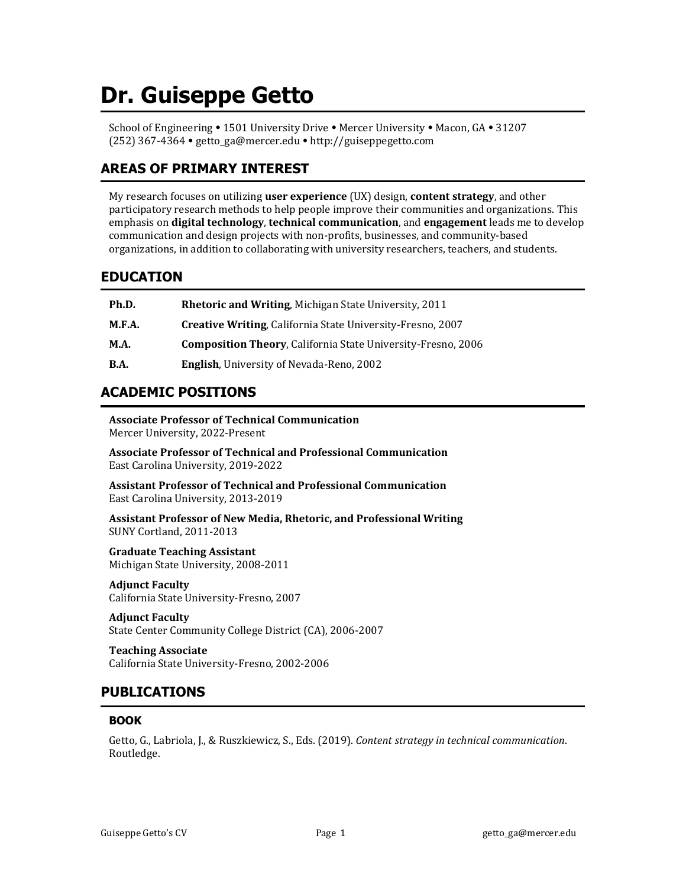# Dr. Guiseppe Getto

School of Engineering • 1501 University Drive • Mercer University • Macon, GA • 31207
(252) 367-4364 • getto_ga@mercer.edu • http://guiseppegetto.com

## AREAS OF PRIMARY INTEREST

My research focuses on utilizing **user experience** (UX) design, **content strategy**, and other participatory research methods to help people improve their communities and organizations. This emphasis on **digital technology**, **technical communication**, and **engagement** leads me to develop communication and design projects with non-profits, businesses, and community-based organizations, in addition to collaborating with university researchers, teachers, and students.

## EDUCATION

**Ph.D.** **Rhetoric and Writing**, Michigan State University, 2011

**M.F.A.** **Creative Writing**, California State University-Fresno, 2007

**M.A.** **Composition Theory**, California State University-Fresno, 2006

**B.A.** **English**, University of Nevada-Reno, 2002

## ACADEMIC POSITIONS

**Associate Professor of Technical Communication**
Mercer University, 2022-Present

**Associate Professor of Technical and Professional Communication**
East Carolina University, 2019-2022

**Assistant Professor of Technical and Professional Communication**
East Carolina University, 2013-2019

**Assistant Professor of New Media, Rhetoric, and Professional Writing**
SUNY Cortland, 2011-2013

**Graduate Teaching Assistant**
Michigan State University, 2008-2011

**Adjunct Faculty**
California State University-Fresno, 2007

**Adjunct Faculty**
State Center Community College District (CA), 2006-2007

**Teaching Associate**
California State University-Fresno, 2002-2006

## PUBLICATIONS

### BOOK

Getto, G., Labriola, J., & Ruszkiewicz, S., Eds. (2019). *Content strategy in technical communication*. Routledge.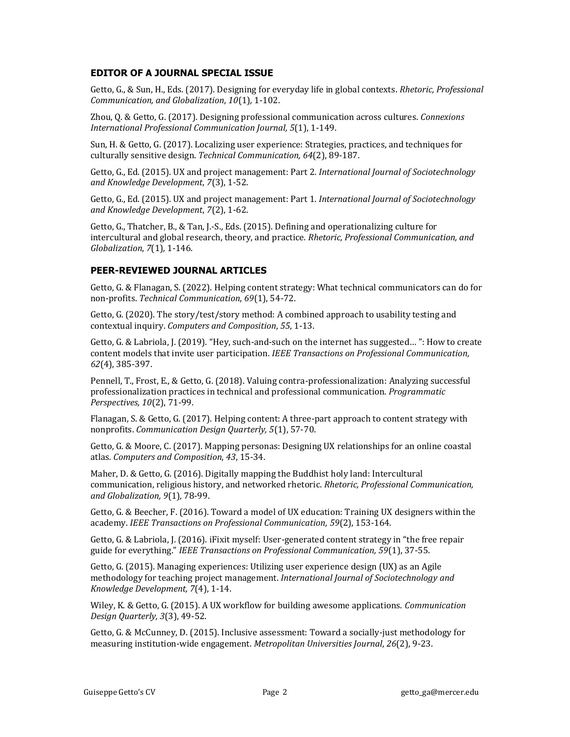## EDITOR OF A JOURNAL SPECIAL ISSUE

Getto, G., & Sun, H., Eds. (2017). Designing for everyday life in global contexts. *Rhetoric, Professional Communication, and Globalization*, *10*(1)*,* 1-102.

Zhou, Q. & Getto, G. (2017). Designing professional communication across cultures. *Connexions International Professional Communication Journal, 5*(1), 1-149.

Sun, H. & Getto, G. (2017). Localizing user experience: Strategies, practices, and techniques for culturally sensitive design. *Technical Communication, 64*(2), 89-187.

Getto, G., Ed. (2015). UX and project management: Part 2. *International Journal of Sociotechnology and Knowledge Development*, *7*(3), 1-52.

Getto, G., Ed. (2015). UX and project management: Part 1. *International Journal of Sociotechnology and Knowledge Development*, *7*(2), 1-62.

Getto, G., Thatcher, B., & Tan, J.-S., Eds. (2015). Defining and operationalizing culture for intercultural and global research, theory, and practice. *Rhetoric, Professional Communication, and Globalization*, *7*(1)*,* 1-146.

## PEER-REVIEWED JOURNAL ARTICLES

Getto, G. & Flanagan, S. (2022). Helping content strategy: What technical communicators can do for non-profits. *Technical Communication*, *69*(1), 54-72.

Getto, G. (2020). The story/test/story method: A combined approach to usability testing and contextual inquiry. *Computers and Composition*, *55*, 1-13.

Getto, G. & Labriola, J. (2019). "Hey, such-and-such on the internet has suggested… ": How to create content models that invite user participation. *IEEE Transactions on Professional Communication, 62*(4), 385-397.

Pennell, T., Frost, E., & Getto, G. (2018). Valuing contra-professionalization: Analyzing successful professionalization practices in technical and professional communication. *Programmatic Perspectives, 10*(2), 71-99.

Flanagan, S. & Getto, G. (2017). Helping content: A three-part approach to content strategy with nonprofits. *Communication Design Quarterly, 5*(1), 57-70.

Getto, G. & Moore, C. (2017). Mapping personas: Designing UX relationships for an online coastal atlas. *Computers and Composition*, *43*, 15-34.

Maher, D. & Getto, G. (2016). Digitally mapping the Buddhist holy land: Intercultural communication, religious history, and networked rhetoric. *Rhetoric, Professional Communication, and Globalization, 9*(1)*,* 78-99.

Getto, G. & Beecher, F. (2016). Toward a model of UX education: Training UX designers within the academy. *IEEE Transactions on Professional Communication, 59*(2), 153-164.

Getto, G. & Labriola, J. (2016). iFixit myself: User-generated content strategy in "the free repair guide for everything." *IEEE Transactions on Professional Communication, 59*(1), 37-55.

Getto, G. (2015). Managing experiences: Utilizing user experience design (UX) as an Agile methodology for teaching project management. *International Journal of Sociotechnology and Knowledge Development, 7*(4), 1-14.

Wiley, K. & Getto, G. (2015). A UX workflow for building awesome applications. *Communication Design Quarterly, 3*(3), 49-52.

Getto, G. & McCunney, D. (2015). Inclusive assessment: Toward a socially-just methodology for measuring institution-wide engagement. *Metropolitan Universities Journal*, *26*(2), 9-23.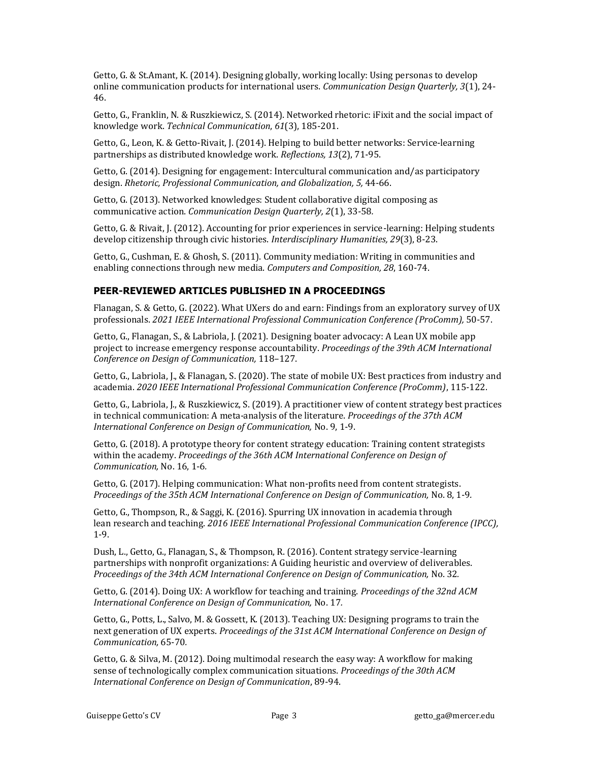Getto, G. & St.Amant, K. (2014). Designing globally, working locally: Using personas to develop online communication products for international users. *Communication Design Quarterly, 3*(1), 24-46.

Getto, G., Franklin, N. & Ruszkiewicz, S. (2014). Networked rhetoric: iFixit and the social impact of knowledge work. *Technical Communication*, *61*(3), 185-201.

Getto, G., Leon, K. & Getto-Rivait, J. (2014). Helping to build better networks: Service-learning partnerships as distributed knowledge work. *Reflections, 13*(2), 71-95.

Getto, G. (2014). Designing for engagement: Intercultural communication and/as participatory design. *Rhetoric, Professional Communication, and Globalization, 5,* 44-66.

Getto, G. (2013). Networked knowledges: Student collaborative digital composing as communicative action. *Communication Design Quarterly, 2*(1), 33-58.

Getto, G. & Rivait, J. (2012). Accounting for prior experiences in service-learning: Helping students develop citizenship through civic histories. *Interdisciplinary Humanities, 29*(3), 8-23.

Getto, G., Cushman, E. & Ghosh, S. (2011). Community mediation: Writing in communities and enabling connections through new media. *Computers and Composition, 28*, 160-74.

## PEER-REVIEWED ARTICLES PUBLISHED IN A PROCEEDINGS

Flanagan, S. & Getto, G. (2022). What UXers do and earn: Findings from an exploratory survey of UX professionals. *2021 IEEE International Professional Communication Conference (ProComm),* 50-57.

Getto, G., Flanagan, S., & Labriola, J. (2021). Designing boater advocacy: A Lean UX mobile app project to increase emergency response accountability. *Proceedings of the 39th ACM International Conference on Design of Communication,* 118–127.

Getto, G., Labriola, J., & Flanagan, S. (2020). The state of mobile UX: Best practices from industry and academia. *2020 IEEE International Professional Communication Conference (ProComm)*, 115-122.

Getto, G., Labriola, J., & Ruszkiewicz, S. (2019). A practitioner view of content strategy best practices in technical communication: A meta-analysis of the literature. *Proceedings of the 37th ACM International Conference on Design of Communication,* No. 9, 1-9.

Getto, G. (2018). A prototype theory for content strategy education: Training content strategists within the academy. *Proceedings of the 36th ACM International Conference on Design of Communication,* No. 16, 1-6.

Getto, G. (2017). Helping communication: What non-profits need from content strategists. *Proceedings of the 35th ACM International Conference on Design of Communication,* No. 8, 1-9.

Getto, G., Thompson, R., & Saggi, K. (2016). Spurring UX innovation in academia through lean research and teaching. *2016 IEEE International Professional Communication Conference (IPCC),* 1-9.

Dush, L., Getto, G., Flanagan, S., & Thompson, R. (2016). Content strategy service-learning partnerships with nonprofit organizations: A Guiding heuristic and overview of deliverables. *Proceedings of the 34th ACM International Conference on Design of Communication,* No. 32.

Getto, G. (2014). Doing UX: A workflow for teaching and training. *Proceedings of the 32nd ACM International Conference on Design of Communication,* No. 17.

Getto, G., Potts, L., Salvo, M. & Gossett, K. (2013). Teaching UX: Designing programs to train the next generation of UX experts. *Proceedings of the 31st ACM International Conference on Design of Communication,* 65-70.

Getto, G. & Silva, M. (2012). Doing multimodal research the easy way: A workflow for making sense of technologically complex communication situations. *Proceedings of the 30th ACM International Conference on Design of Communication*, 89-94.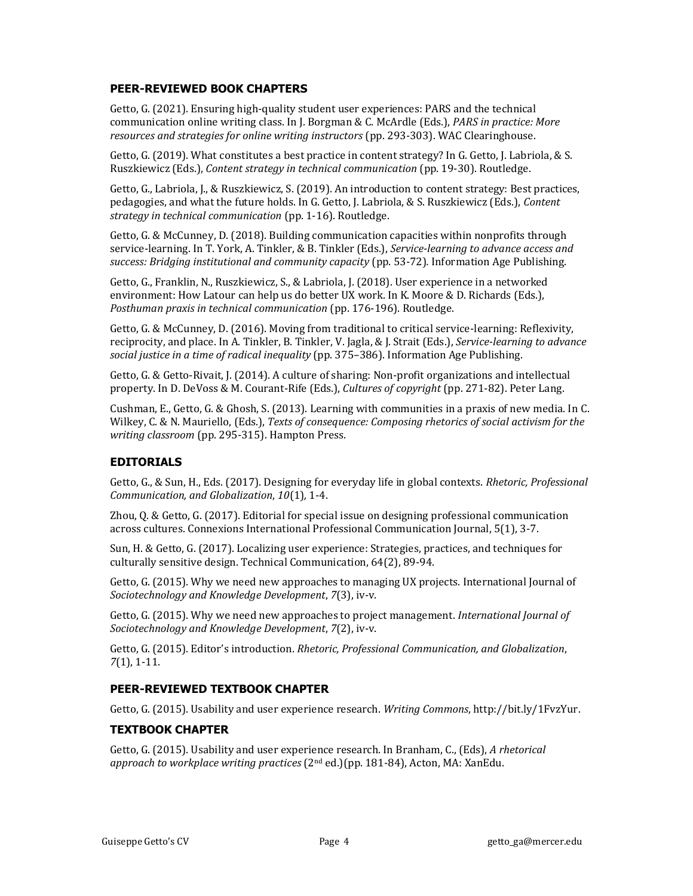## PEER-REVIEWED BOOK CHAPTERS

Getto, G. (2021). Ensuring high-quality student user experiences: PARS and the technical communication online writing class. In J. Borgman & C. McArdle (Eds.), *PARS in practice: More resources and strategies for online writing instructors* (pp. 293-303). WAC Clearinghouse.

Getto, G. (2019). What constitutes a best practice in content strategy? In G. Getto, J. Labriola, & S. Ruszkiewicz (Eds.), *Content strategy in technical communication* (pp. 19-30). Routledge.

Getto, G., Labriola, J., & Ruszkiewicz, S. (2019). An introduction to content strategy: Best practices, pedagogies, and what the future holds. In G. Getto, J. Labriola, & S. Ruszkiewicz (Eds.), *Content strategy in technical communication* (pp. 1-16). Routledge.

Getto, G. & McCunney, D. (2018). Building communication capacities within nonprofits through service-learning. In T. York, A. Tinkler, & B. Tinkler (Eds.), *Service-learning to advance access and success: Bridging institutional and community capacity* (pp. 53-72). Information Age Publishing.

Getto, G., Franklin, N., Ruszkiewicz, S., & Labriola, J. (2018). User experience in a networked environment: How Latour can help us do better UX work. In K. Moore & D. Richards (Eds.), *Posthuman praxis in technical communication* (pp. 176-196). Routledge.

Getto, G. & McCunney, D. (2016). Moving from traditional to critical service-learning: Reflexivity, reciprocity, and place. In A. Tinkler, B. Tinkler, V. Jagla, & J. Strait (Eds.), *Service-learning to advance social justice in a time of radical inequality* (pp. 375–386). Information Age Publishing.

Getto, G. & Getto-Rivait, J. (2014). A culture of sharing: Non-profit organizations and intellectual property. In D. DeVoss & M. Courant-Rife (Eds.), *Cultures of copyright* (pp. 271-82). Peter Lang.

Cushman, E., Getto, G. & Ghosh, S. (2013). Learning with communities in a praxis of new media. In C. Wilkey, C. & N. Mauriello, (Eds.), *Texts of consequence: Composing rhetorics of social activism for the writing classroom* (pp. 295-315). Hampton Press.

## EDITORIALS

Getto, G., & Sun, H., Eds. (2017). Designing for everyday life in global contexts. *Rhetoric, Professional Communication, and Globalization*, *10*(1), 1-4.

Zhou, Q. & Getto, G. (2017). Editorial for special issue on designing professional communication across cultures. Connexions International Professional Communication Journal, 5(1), 3-7.

Sun, H. & Getto, G. (2017). Localizing user experience: Strategies, practices, and techniques for culturally sensitive design. Technical Communication, 64(2), 89-94.

Getto, G. (2015). Why we need new approaches to managing UX projects. International Journal of *Sociotechnology and Knowledge Development*, *7*(3), iv-v.

Getto, G. (2015). Why we need new approaches to project management. *International Journal of Sociotechnology and Knowledge Development*, *7*(2), iv-v.

Getto, G. (2015). Editor's introduction. *Rhetoric, Professional Communication, and Globalization*, *7*(1), 1-11.

## PEER-REVIEWED TEXTBOOK CHAPTER

Getto, G. (2015). Usability and user experience research. *Writing Commons*, http://bit.ly/1FvzYur.

## TEXTBOOK CHAPTER

Getto, G. (2015). Usability and user experience research. In Branham, C., (Eds), *A rhetorical approach to workplace writing practices* (2nd ed.)(pp. 181-84), Acton, MA: XanEdu.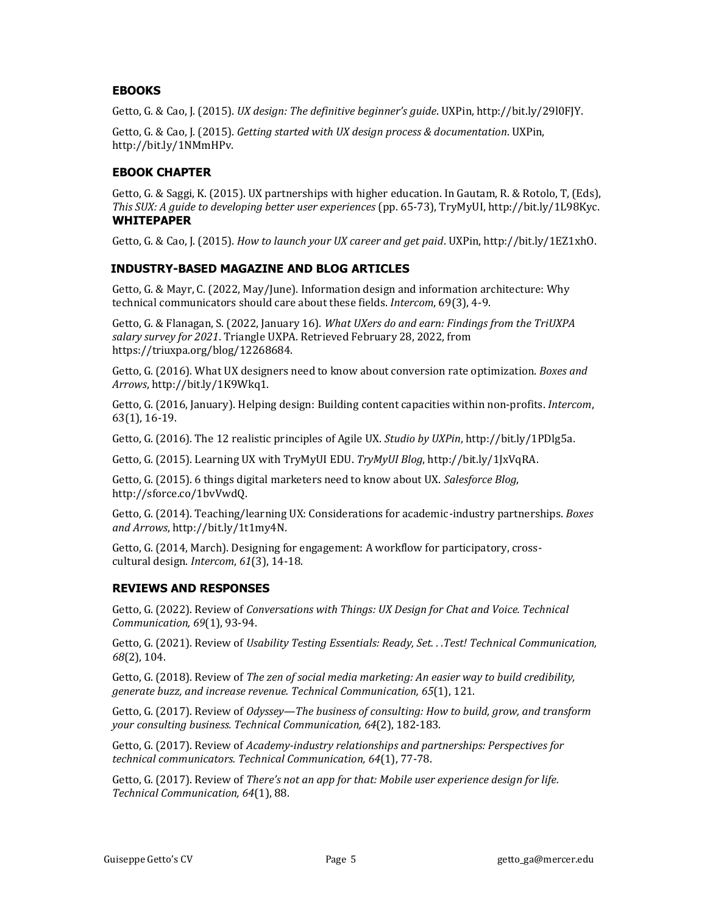### EBOOKS

Getto, G. & Cao, J. (2015). *UX design: The definitive beginner's guide*. UXPin, http://bit.ly/29l0FJY.

Getto, G. & Cao, J. (2015). *Getting started with UX design process & documentation*. UXPin, http://bit.ly/1NMmHPv.

### EBOOK CHAPTER

Getto, G. & Saggi, K. (2015). UX partnerships with higher education. In Gautam, R. & Rotolo, T, (Eds), *This SUX: A guide to developing better user experiences* (pp. 65-73), TryMyUI, http://bit.ly/1L98Kyc.

### WHITEPAPER

Getto, G. & Cao, J. (2015). *How to launch your UX career and get paid*. UXPin, http://bit.ly/1EZ1xhO.

### INDUSTRY-BASED MAGAZINE AND BLOG ARTICLES

Getto, G. & Mayr, C. (2022, May/June). Information design and information architecture: Why technical communicators should care about these fields. *Intercom*, 69(3), 4-9.

Getto, G. & Flanagan, S. (2022, January 16). *What UXers do and earn: Findings from the TriUXPA salary survey for 2021*. Triangle UXPA. Retrieved February 28, 2022, from https://triuxpa.org/blog/12268684.

Getto, G. (2016). What UX designers need to know about conversion rate optimization. *Boxes and Arrows*, http://bit.ly/1K9Wkq1.

Getto, G. (2016, January). Helping design: Building content capacities within non-profits. *Intercom*, 63(1), 16-19.

Getto, G. (2016). The 12 realistic principles of Agile UX. *Studio by UXPin*, http://bit.ly/1PDlg5a.

Getto, G. (2015). Learning UX with TryMyUI EDU. *TryMyUI Blog*, http://bit.ly/1JxVqRA.

Getto, G. (2015). 6 things digital marketers need to know about UX. *Salesforce Blog*, http://sforce.co/1bvVwdQ.

Getto, G. (2014). Teaching/learning UX: Considerations for academic-industry partnerships. *Boxes and Arrows*, http://bit.ly/1t1my4N.

Getto, G. (2014, March). Designing for engagement: A workflow for participatory, cross-cultural design. *Intercom*, *61*(3), 14-18.

### REVIEWS AND RESPONSES

Getto, G. (2022). Review of *Conversations with Things: UX Design for Chat and Voice. Technical Communication, 69*(1), 93-94.

Getto, G. (2021). Review of *Usability Testing Essentials: Ready, Set. . .Test! Technical Communication, 68*(2), 104.

Getto, G. (2018). Review of *The zen of social media marketing: An easier way to build credibility, generate buzz, and increase revenue. Technical Communication, 65*(1), 121.

Getto, G. (2017). Review of *Odyssey—The business of consulting: How to build, grow, and transform your consulting business. Technical Communication, 64*(2), 182-183.

Getto, G. (2017). Review of *Academy-industry relationships and partnerships: Perspectives for technical communicators. Technical Communication, 64*(1), 77-78.

Getto, G. (2017). Review of *There's not an app for that: Mobile user experience design for life. Technical Communication, 64*(1), 88.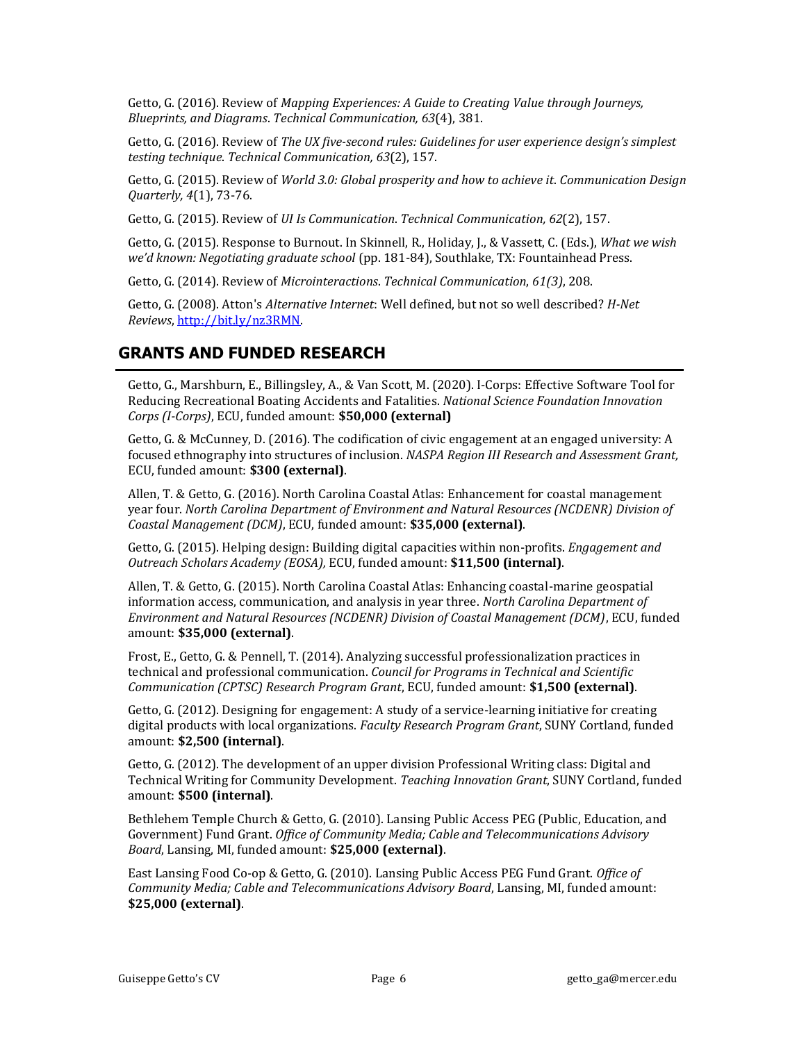Getto, G. (2016). Review of *Mapping Experiences: A Guide to Creating Value through Journeys, Blueprints, and Diagrams*. *Technical Communication, 63*(4), 381.

Getto, G. (2016). Review of *The UX five-second rules: Guidelines for user experience design's simplest testing technique*. *Technical Communication, 63*(2), 157.

Getto, G. (2015). Review of *World 3.0: Global prosperity and how to achieve it*. *Communication Design Quarterly, 4*(1), 73-76.

Getto, G. (2015). Review of *UI Is Communication*. *Technical Communication, 62*(2), 157.

Getto, G. (2015). Response to Burnout. In Skinnell, R., Holiday, J., & Vassett, C. (Eds.), *What we wish we'd known: Negotiating graduate school* (pp. 181-84), Southlake, TX: Fountainhead Press.

Getto, G. (2014). Review of *Microinteractions*. *Technical Communication*, *61(3)*, 208.

Getto, G. (2008). Atton's *Alternative Internet*: Well defined, but not so well described? *H-Net Reviews*, [http://bit.ly/nz3RMN](http://bit.ly/nz3RMN).

## GRANTS AND FUNDED RESEARCH

Getto, G., Marshburn, E., Billingsley, A., & Van Scott, M. (2020). I-Corps: Effective Software Tool for Reducing Recreational Boating Accidents and Fatalities. *National Science Foundation Innovation Corps (I-Corps)*, ECU, funded amount: **$50,000 (external)**

Getto, G. & McCunney, D. (2016). The codification of civic engagement at an engaged university: A focused ethnography into structures of inclusion. *NASPA Region III Research and Assessment Grant,* ECU, funded amount: **$300 (external)**.

Allen, T. & Getto, G. (2016). North Carolina Coastal Atlas: Enhancement for coastal management year four. *North Carolina Department of Environment and Natural Resources (NCDENR) Division of Coastal Management (DCM)*, ECU, funded amount: **$35,000 (external)**.

Getto, G. (2015). Helping design: Building digital capacities within non-profits. *Engagement and Outreach Scholars Academy (EOSA),* ECU, funded amount: **$11,500 (internal)**.

Allen, T. & Getto, G. (2015). North Carolina Coastal Atlas: Enhancing coastal-marine geospatial information access, communication, and analysis in year three. *North Carolina Department of Environment and Natural Resources (NCDENR) Division of Coastal Management (DCM)*, ECU, funded amount: **$35,000 (external)**.

Frost, E., Getto, G. & Pennell, T. (2014). Analyzing successful professionalization practices in technical and professional communication. *Council for Programs in Technical and Scientific Communication (CPTSC) Research Program Grant*, ECU, funded amount: **$1,500 (external)**.

Getto, G. (2012). Designing for engagement: A study of a service-learning initiative for creating digital products with local organizations. *Faculty Research Program Grant*, SUNY Cortland, funded amount: **$2,500 (internal)**.

Getto, G. (2012). The development of an upper division Professional Writing class: Digital and Technical Writing for Community Development. *Teaching Innovation Grant*, SUNY Cortland, funded amount: **$500 (internal)**.

Bethlehem Temple Church & Getto, G. (2010). Lansing Public Access PEG (Public, Education, and Government) Fund Grant. *Office of Community Media; Cable and Telecommunications Advisory Board*, Lansing, MI, funded amount: **$25,000 (external)**.

East Lansing Food Co-op & Getto, G. (2010). Lansing Public Access PEG Fund Grant. *Office of Community Media; Cable and Telecommunications Advisory Board*, Lansing, MI, funded amount: **$25,000 (external)**.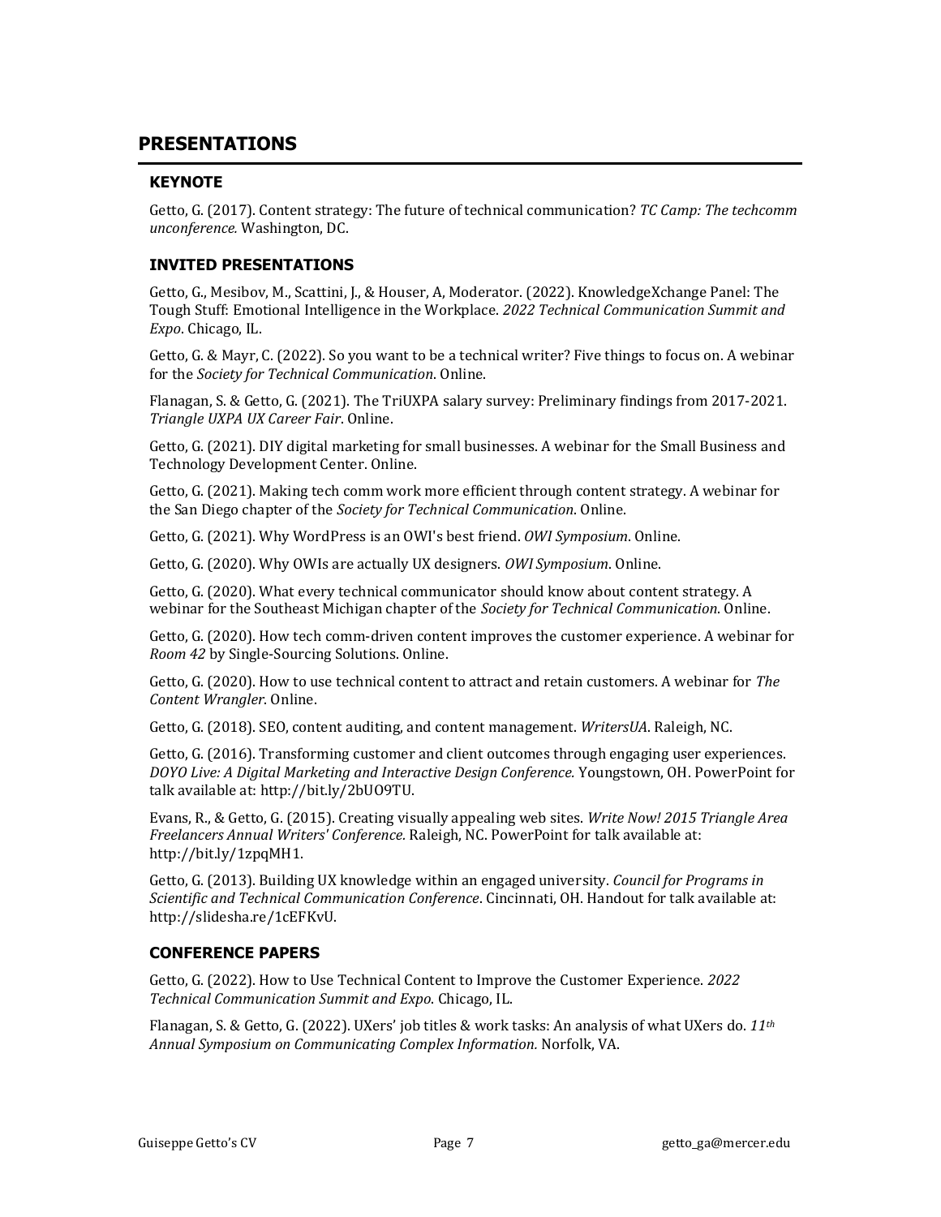## PRESENTATIONS

### KEYNOTE

Getto, G. (2017). Content strategy: The future of technical communication? *TC Camp: The techcomm unconference.* Washington, DC.

### INVITED PRESENTATIONS

Getto, G., Mesibov, M., Scattini, J., & Houser, A, Moderator. (2022). KnowledgeXchange Panel: The Tough Stuff: Emotional Intelligence in the Workplace. *2022 Technical Communication Summit and Expo*. Chicago, IL.

Getto, G. & Mayr, C. (2022). So you want to be a technical writer? Five things to focus on. A webinar for the *Society for Technical Communication*. Online.

Flanagan, S. & Getto, G. (2021). The TriUXPA salary survey: Preliminary findings from 2017-2021. *Triangle UXPA UX Career Fair*. Online.

Getto, G. (2021). DIY digital marketing for small businesses. A webinar for the Small Business and Technology Development Center. Online.

Getto, G. (2021). Making tech comm work more efficient through content strategy. A webinar for the San Diego chapter of the *Society for Technical Communication*. Online.

Getto, G. (2021). Why WordPress is an OWI's best friend. *OWI Symposium*. Online.

Getto, G. (2020). Why OWIs are actually UX designers. *OWI Symposium*. Online.

Getto, G. (2020). What every technical communicator should know about content strategy. A webinar for the Southeast Michigan chapter of the *Society for Technical Communication*. Online.

Getto, G. (2020). How tech comm-driven content improves the customer experience. A webinar for *Room 42* by Single-Sourcing Solutions. Online.

Getto, G. (2020). How to use technical content to attract and retain customers. A webinar for *The Content Wrangler*. Online.

Getto, G. (2018). SEO, content auditing, and content management. *WritersUA*. Raleigh, NC.

Getto, G. (2016). Transforming customer and client outcomes through engaging user experiences. *DOYO Live: A Digital Marketing and Interactive Design Conference.* Youngstown, OH. PowerPoint for talk available at: http://bit.ly/2bUO9TU.

Evans, R., & Getto, G. (2015). Creating visually appealing web sites. *Write Now! 2015 Triangle Area Freelancers Annual Writers' Conference.* Raleigh, NC. PowerPoint for talk available at: http://bit.ly/1zpqMH1.

Getto, G. (2013). Building UX knowledge within an engaged university. *Council for Programs in Scientific and Technical Communication Conference*. Cincinnati, OH. Handout for talk available at: http://slidesha.re/1cEFKvU.

### CONFERENCE PAPERS

Getto, G. (2022). How to Use Technical Content to Improve the Customer Experience. *2022 Technical Communication Summit and Expo.* Chicago, IL.

Flanagan, S. & Getto, G. (2022). UXers' job titles & work tasks: An analysis of what UXers do. *11th Annual Symposium on Communicating Complex Information.* Norfolk, VA.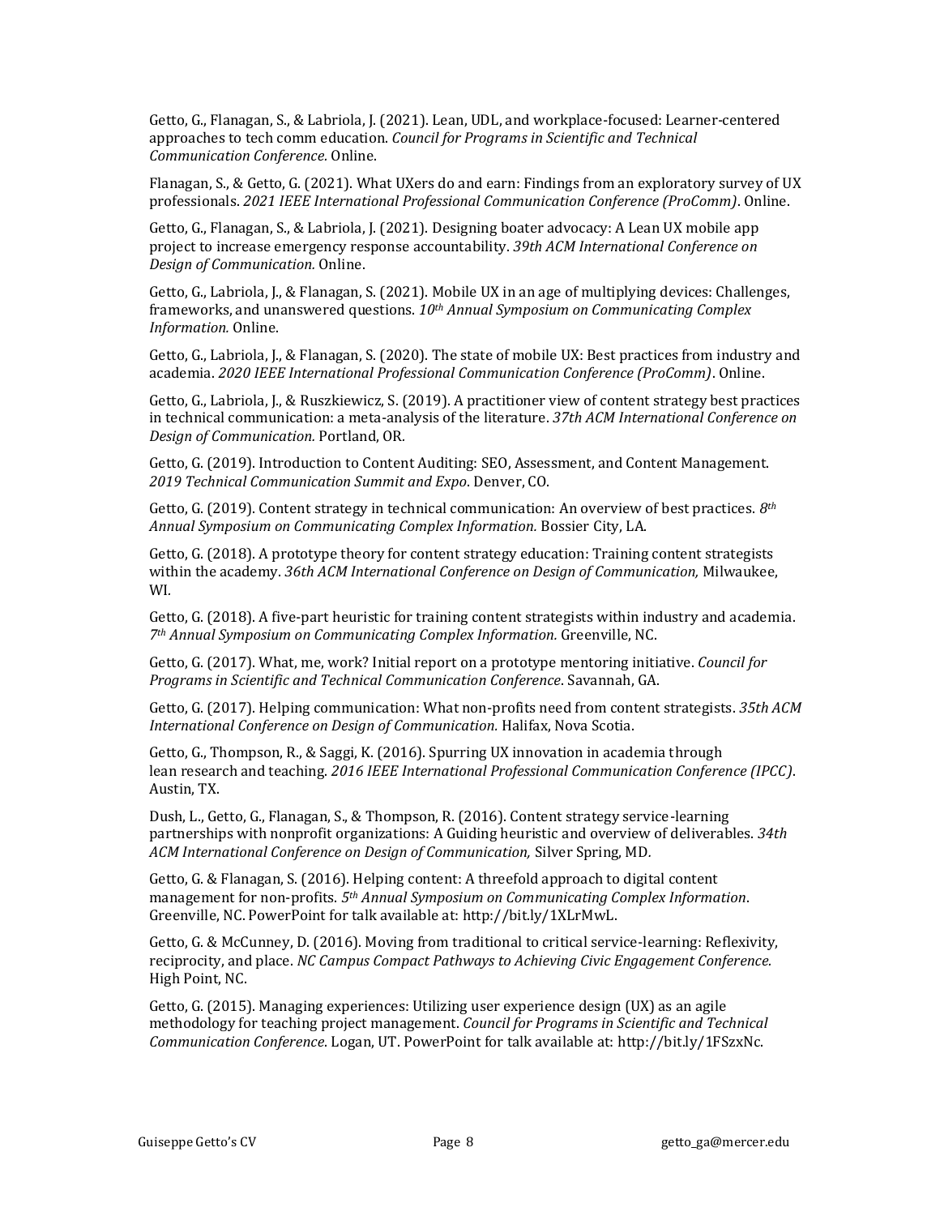Getto, G., Flanagan, S., & Labriola, J. (2021). Lean, UDL, and workplace-focused: Learner-centered approaches to tech comm education. *Council for Programs in Scientific and Technical Communication Conference*. Online.

Flanagan, S., & Getto, G. (2021). What UXers do and earn: Findings from an exploratory survey of UX professionals. *2021 IEEE International Professional Communication Conference (ProComm)*. Online.

Getto, G., Flanagan, S., & Labriola, J. (2021). Designing boater advocacy: A Lean UX mobile app project to increase emergency response accountability. *39th ACM International Conference on Design of Communication.* Online.

Getto, G., Labriola, J., & Flanagan, S. (2021). Mobile UX in an age of multiplying devices: Challenges, frameworks, and unanswered questions. *10th Annual Symposium on Communicating Complex Information.* Online.

Getto, G., Labriola, J., & Flanagan, S. (2020). The state of mobile UX: Best practices from industry and academia. *2020 IEEE International Professional Communication Conference (ProComm)*. Online.

Getto, G., Labriola, J., & Ruszkiewicz, S. (2019). A practitioner view of content strategy best practices in technical communication: a meta-analysis of the literature. *37th ACM International Conference on Design of Communication.* Portland, OR.

Getto, G. (2019). Introduction to Content Auditing: SEO, Assessment, and Content Management. *2019 Technical Communication Summit and Expo*. Denver, CO.

Getto, G. (2019). Content strategy in technical communication: An overview of best practices. *8th Annual Symposium on Communicating Complex Information.* Bossier City, LA.

Getto, G. (2018). A prototype theory for content strategy education: Training content strategists within the academy. *36th ACM International Conference on Design of Communication,* Milwaukee, WI.

Getto, G. (2018). A five-part heuristic for training content strategists within industry and academia. *7th Annual Symposium on Communicating Complex Information.* Greenville, NC.

Getto, G. (2017). What, me, work? Initial report on a prototype mentoring initiative. *Council for Programs in Scientific and Technical Communication Conference*. Savannah, GA.

Getto, G. (2017). Helping communication: What non-profits need from content strategists. *35th ACM International Conference on Design of Communication.* Halifax, Nova Scotia.

Getto, G., Thompson, R., & Saggi, K. (2016). Spurring UX innovation in academia through lean research and teaching. *2016 IEEE International Professional Communication Conference (IPCC)*. Austin, TX.

Dush, L., Getto, G., Flanagan, S., & Thompson, R. (2016). Content strategy service-learning partnerships with nonprofit organizations: A Guiding heuristic and overview of deliverables. *34th ACM International Conference on Design of Communication,* Silver Spring, MD.

Getto, G. & Flanagan, S. (2016). Helping content: A threefold approach to digital content management for non-profits. *5th Annual Symposium on Communicating Complex Information*. Greenville, NC. PowerPoint for talk available at: http://bit.ly/1XLrMwL.

Getto, G. & McCunney, D. (2016). Moving from traditional to critical service-learning: Reflexivity, reciprocity, and place. *NC Campus Compact Pathways to Achieving Civic Engagement Conference.* High Point, NC.

Getto, G. (2015). Managing experiences: Utilizing user experience design (UX) as an agile methodology for teaching project management. *Council for Programs in Scientific and Technical Communication Conference*. Logan, UT. PowerPoint for talk available at: http://bit.ly/1FSzxNc.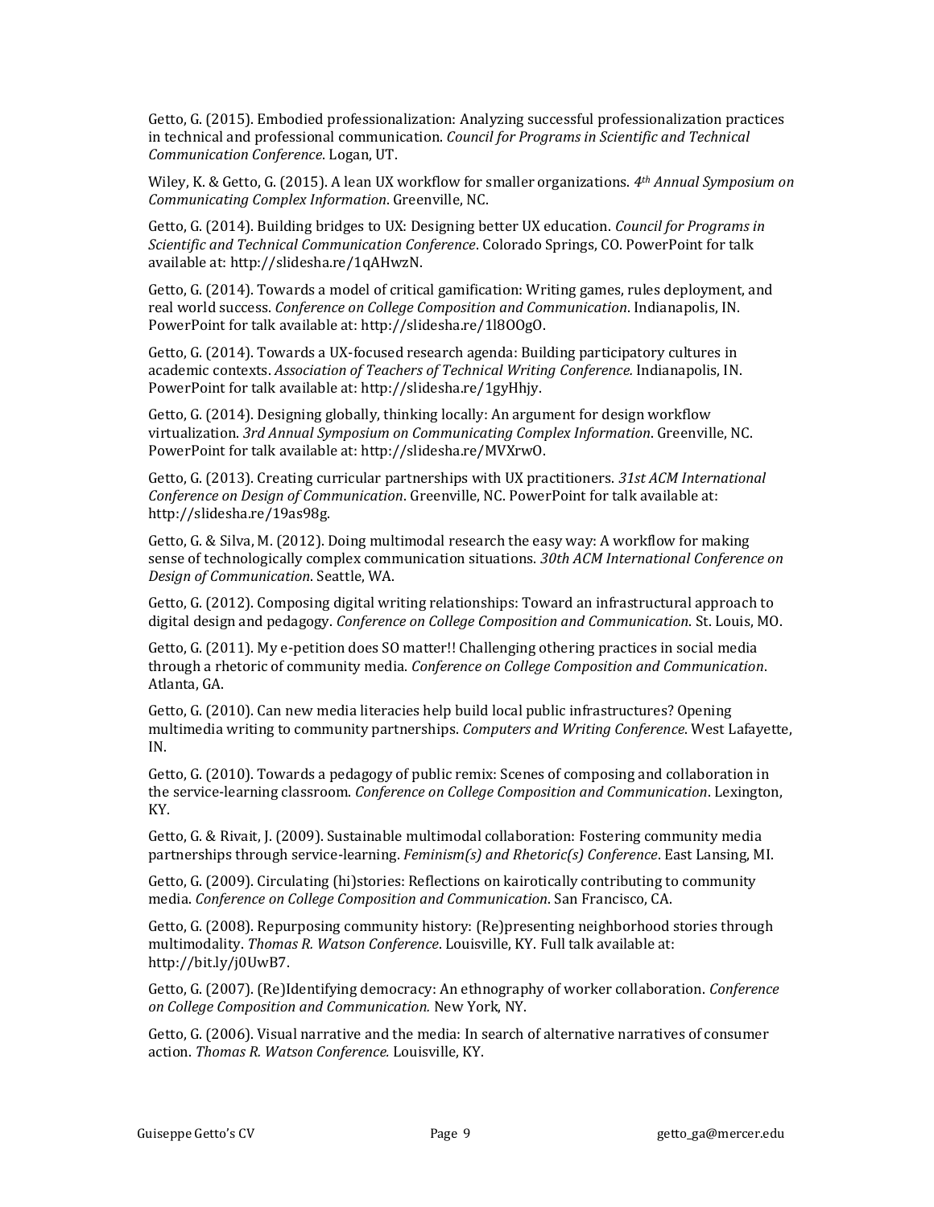Getto, G. (2015). Embodied professionalization: Analyzing successful professionalization practices in technical and professional communication. *Council for Programs in Scientific and Technical Communication Conference*. Logan, UT.

Wiley, K. & Getto, G. (2015). A lean UX workflow for smaller organizations. *4th Annual Symposium on Communicating Complex Information*. Greenville, NC.

Getto, G. (2014). Building bridges to UX: Designing better UX education. *Council for Programs in Scientific and Technical Communication Conference*. Colorado Springs, CO. PowerPoint for talk available at: http://slidesha.re/1qAHwzN.

Getto, G. (2014). Towards a model of critical gamification: Writing games, rules deployment, and real world success. *Conference on College Composition and Communication*. Indianapolis, IN. PowerPoint for talk available at: http://slidesha.re/1l8OOgO.

Getto, G. (2014). Towards a UX-focused research agenda: Building participatory cultures in academic contexts. *Association of Teachers of Technical Writing Conference.* Indianapolis, IN. PowerPoint for talk available at: http://slidesha.re/1gyHhjy.

Getto, G. (2014). Designing globally, thinking locally: An argument for design workflow virtualization. *3rd Annual Symposium on Communicating Complex Information*. Greenville, NC. PowerPoint for talk available at: http://slidesha.re/MVXrwO.

Getto, G. (2013). Creating curricular partnerships with UX practitioners. *31st ACM International Conference on Design of Communication*. Greenville, NC. PowerPoint for talk available at: http://slidesha.re/19as98g.

Getto, G. & Silva, M. (2012). Doing multimodal research the easy way: A workflow for making sense of technologically complex communication situations. *30th ACM International Conference on Design of Communication*. Seattle, WA.

Getto, G. (2012). Composing digital writing relationships: Toward an infrastructural approach to digital design and pedagogy. *Conference on College Composition and Communication*. St. Louis, MO.

Getto, G. (2011). My e-petition does SO matter!! Challenging othering practices in social media through a rhetoric of community media. *Conference on College Composition and Communication*. Atlanta, GA.

Getto, G. (2010). Can new media literacies help build local public infrastructures? Opening multimedia writing to community partnerships. *Computers and Writing Conference*. West Lafayette, IN.

Getto, G. (2010). Towards a pedagogy of public remix: Scenes of composing and collaboration in the service-learning classroom. *Conference on College Composition and Communication*. Lexington, KY.

Getto, G. & Rivait, J. (2009). Sustainable multimodal collaboration: Fostering community media partnerships through service-learning. *Feminism(s) and Rhetoric(s) Conference*. East Lansing, MI.

Getto, G. (2009). Circulating (hi)stories: Reflections on kairotically contributing to community media. *Conference on College Composition and Communication*. San Francisco, CA.

Getto, G. (2008). Repurposing community history: (Re)presenting neighborhood stories through multimodality. *Thomas R. Watson Conference*. Louisville, KY. Full talk available at: http://bit.ly/j0UwB7.

Getto, G. (2007). (Re)Identifying democracy: An ethnography of worker collaboration. *Conference on College Composition and Communication.* New York, NY.

Getto, G. (2006). Visual narrative and the media: In search of alternative narratives of consumer action. *Thomas R. Watson Conference.* Louisville, KY.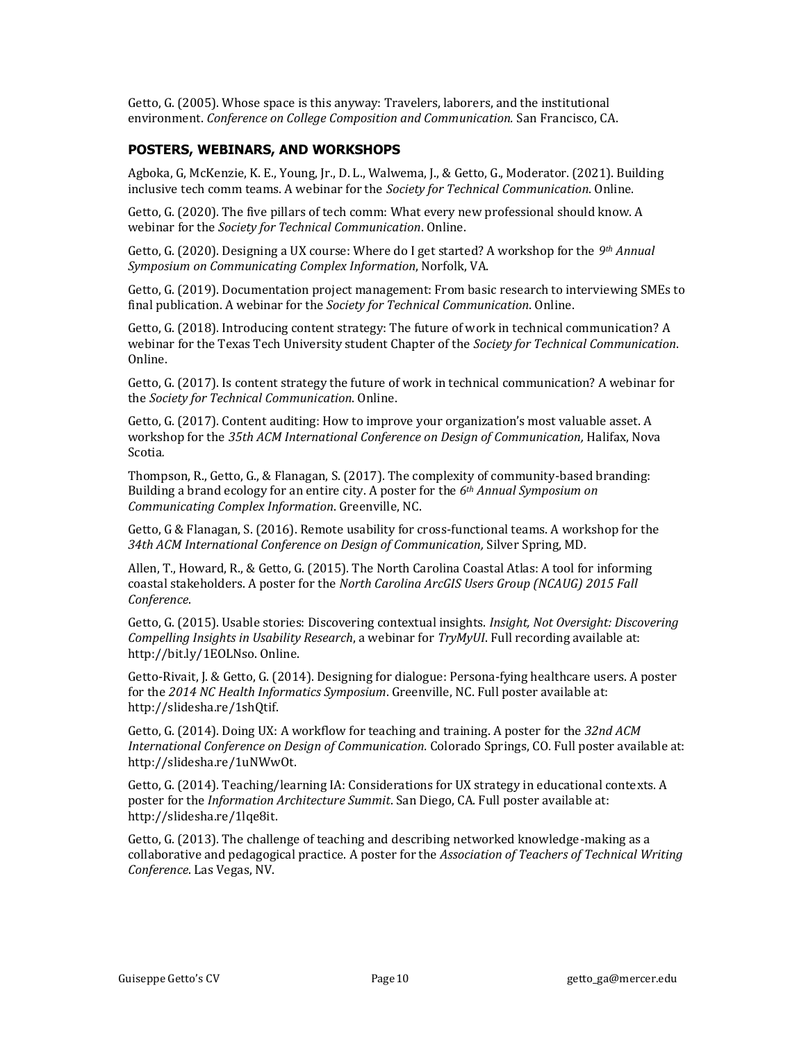Getto, G. (2005). Whose space is this anyway: Travelers, laborers, and the institutional environment. *Conference on College Composition and Communication.* San Francisco, CA.

## POSTERS, WEBINARS, AND WORKSHOPS

Agboka, G, McKenzie, K. E., Young, Jr., D. L., Walwema, J., & Getto, G., Moderator. (2021). Building inclusive tech comm teams. A webinar for the *Society for Technical Communication*. Online.

Getto, G. (2020). The five pillars of tech comm: What every new professional should know. A webinar for the *Society for Technical Communication*. Online.

Getto, G. (2020). Designing a UX course: Where do I get started? A workshop for the *9th Annual Symposium on Communicating Complex Information*, Norfolk, VA.

Getto, G. (2019). Documentation project management: From basic research to interviewing SMEs to final publication. A webinar for the *Society for Technical Communication*. Online.

Getto, G. (2018). Introducing content strategy: The future of work in technical communication? A webinar for the Texas Tech University student Chapter of the *Society for Technical Communication*. Online.

Getto, G. (2017). Is content strategy the future of work in technical communication? A webinar for the *Society for Technical Communication*. Online.

Getto, G. (2017). Content auditing: How to improve your organization's most valuable asset. A workshop for the *35th ACM International Conference on Design of Communication,* Halifax, Nova Scotia.

Thompson, R., Getto, G., & Flanagan, S. (2017). The complexity of community-based branding: Building a brand ecology for an entire city. A poster for the *6th Annual Symposium on Communicating Complex Information*. Greenville, NC.

Getto, G & Flanagan, S. (2016). Remote usability for cross-functional teams. A workshop for the *34th ACM International Conference on Design of Communication,* Silver Spring, MD.

Allen, T., Howard, R., & Getto, G. (2015). The North Carolina Coastal Atlas: A tool for informing coastal stakeholders. A poster for the *North Carolina ArcGIS Users Group (NCAUG) 2015 Fall Conference*.

Getto, G. (2015). Usable stories: Discovering contextual insights. *Insight, Not Oversight: Discovering Compelling Insights in Usability Research*, a webinar for *TryMyUI*. Full recording available at: http://bit.ly/1EOLNso. Online.

Getto-Rivait, J. & Getto, G. (2014). Designing for dialogue: Persona-fying healthcare users. A poster for the *2014 NC Health Informatics Symposium*. Greenville, NC. Full poster available at: http://slidesha.re/1shQtif.

Getto, G. (2014). Doing UX: A workflow for teaching and training. A poster for the *32nd ACM International Conference on Design of Communication.* Colorado Springs, CO. Full poster available at: http://slidesha.re/1uNWwOt.

Getto, G. (2014). Teaching/learning IA: Considerations for UX strategy in educational contexts. A poster for the *Information Architecture Summit*. San Diego, CA. Full poster available at: http://slidesha.re/1lqe8it.

Getto, G. (2013). The challenge of teaching and describing networked knowledge-making as a collaborative and pedagogical practice. A poster for the *Association of Teachers of Technical Writing Conference*. Las Vegas, NV.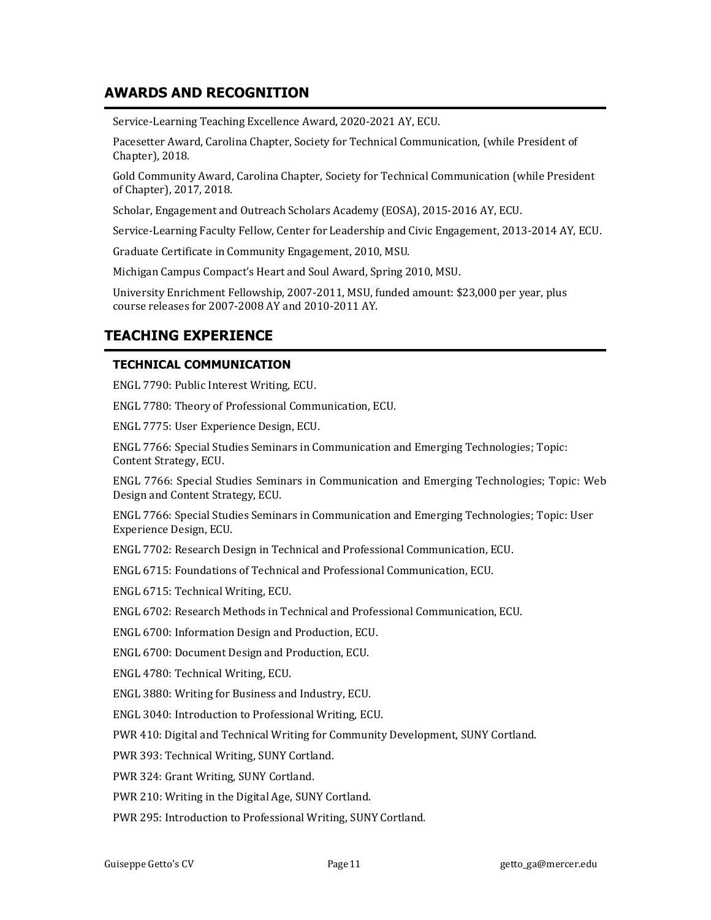## AWARDS AND RECOGNITION

Service-Learning Teaching Excellence Award, 2020-2021 AY, ECU.

Pacesetter Award, Carolina Chapter, Society for Technical Communication, (while President of Chapter), 2018.

Gold Community Award, Carolina Chapter, Society for Technical Communication (while President of Chapter), 2017, 2018.

Scholar, Engagement and Outreach Scholars Academy (EOSA), 2015-2016 AY, ECU.

Service-Learning Faculty Fellow, Center for Leadership and Civic Engagement, 2013-2014 AY, ECU.

Graduate Certificate in Community Engagement, 2010, MSU.

Michigan Campus Compact's Heart and Soul Award, Spring 2010, MSU.

University Enrichment Fellowship, 2007-2011, MSU, funded amount: $23,000 per year, plus course releases for 2007-2008 AY and 2010-2011 AY.

## TEACHING EXPERIENCE

### TECHNICAL COMMUNICATION

ENGL 7790: Public Interest Writing, ECU.

ENGL 7780: Theory of Professional Communication, ECU.

ENGL 7775: User Experience Design, ECU.

ENGL 7766: Special Studies Seminars in Communication and Emerging Technologies; Topic: Content Strategy, ECU.

ENGL 7766: Special Studies Seminars in Communication and Emerging Technologies; Topic: Web Design and Content Strategy, ECU.

ENGL 7766: Special Studies Seminars in Communication and Emerging Technologies; Topic: User Experience Design, ECU.

ENGL 7702: Research Design in Technical and Professional Communication, ECU.

ENGL 6715: Foundations of Technical and Professional Communication, ECU.

ENGL 6715: Technical Writing, ECU.

ENGL 6702: Research Methods in Technical and Professional Communication, ECU.

ENGL 6700: Information Design and Production, ECU.

ENGL 6700: Document Design and Production, ECU.

ENGL 4780: Technical Writing, ECU.

ENGL 3880: Writing for Business and Industry, ECU.

ENGL 3040: Introduction to Professional Writing, ECU.

PWR 410: Digital and Technical Writing for Community Development, SUNY Cortland.

PWR 393: Technical Writing, SUNY Cortland.

PWR 324: Grant Writing, SUNY Cortland.

PWR 210: Writing in the Digital Age, SUNY Cortland.

PWR 295: Introduction to Professional Writing, SUNY Cortland.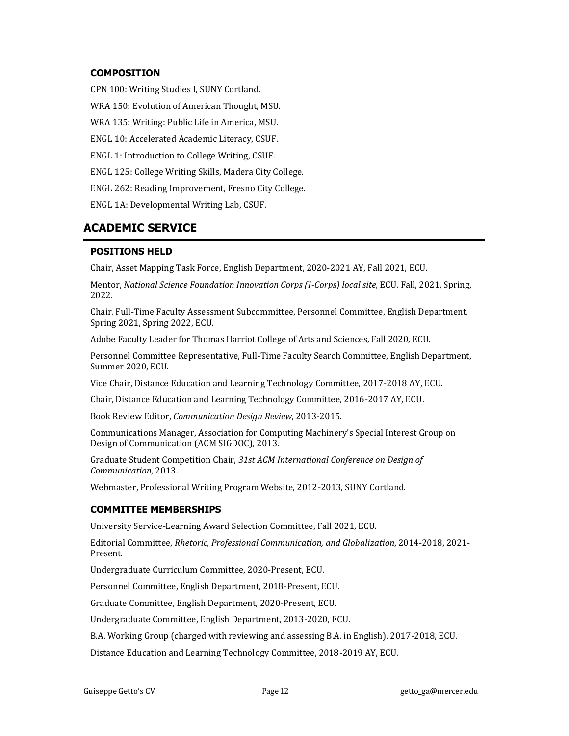### COMPOSITION

CPN 100: Writing Studies I, SUNY Cortland.

WRA 150: Evolution of American Thought, MSU.

WRA 135: Writing: Public Life in America, MSU.

ENGL 10: Accelerated Academic Literacy, CSUF.

ENGL 1: Introduction to College Writing, CSUF.

ENGL 125: College Writing Skills, Madera City College.

ENGL 262: Reading Improvement, Fresno City College.

ENGL 1A: Developmental Writing Lab, CSUF.

## ACADEMIC SERVICE

### POSITIONS HELD

Chair, Asset Mapping Task Force, English Department, 2020-2021 AY, Fall 2021, ECU.

Mentor, *National Science Foundation Innovation Corps (I-Corps) local site,* ECU. Fall, 2021, Spring, 2022.

Chair, Full-Time Faculty Assessment Subcommittee, Personnel Committee, English Department, Spring 2021, Spring 2022, ECU.

Adobe Faculty Leader for Thomas Harriot College of Arts and Sciences, Fall 2020, ECU.

Personnel Committee Representative, Full-Time Faculty Search Committee, English Department, Summer 2020, ECU.

Vice Chair, Distance Education and Learning Technology Committee, 2017-2018 AY, ECU.

Chair, Distance Education and Learning Technology Committee, 2016-2017 AY, ECU.

Book Review Editor, *Communication Design Review*, 2013-2015.

Communications Manager, Association for Computing Machinery's Special Interest Group on Design of Communication (ACM SIGDOC), 2013.

Graduate Student Competition Chair, *31st ACM International Conference on Design of Communication*, 2013.

Webmaster, Professional Writing Program Website, 2012-2013, SUNY Cortland.

### COMMITTEE MEMBERSHIPS

University Service-Learning Award Selection Committee, Fall 2021, ECU.

Editorial Committee, *Rhetoric, Professional Communication, and Globalization*, 2014-2018, 2021-Present.

Undergraduate Curriculum Committee, 2020-Present, ECU.

Personnel Committee, English Department, 2018-Present, ECU.

Graduate Committee, English Department, 2020-Present, ECU.

Undergraduate Committee, English Department, 2013-2020, ECU.

B.A. Working Group (charged with reviewing and assessing B.A. in English). 2017-2018, ECU.

Distance Education and Learning Technology Committee, 2018-2019 AY, ECU.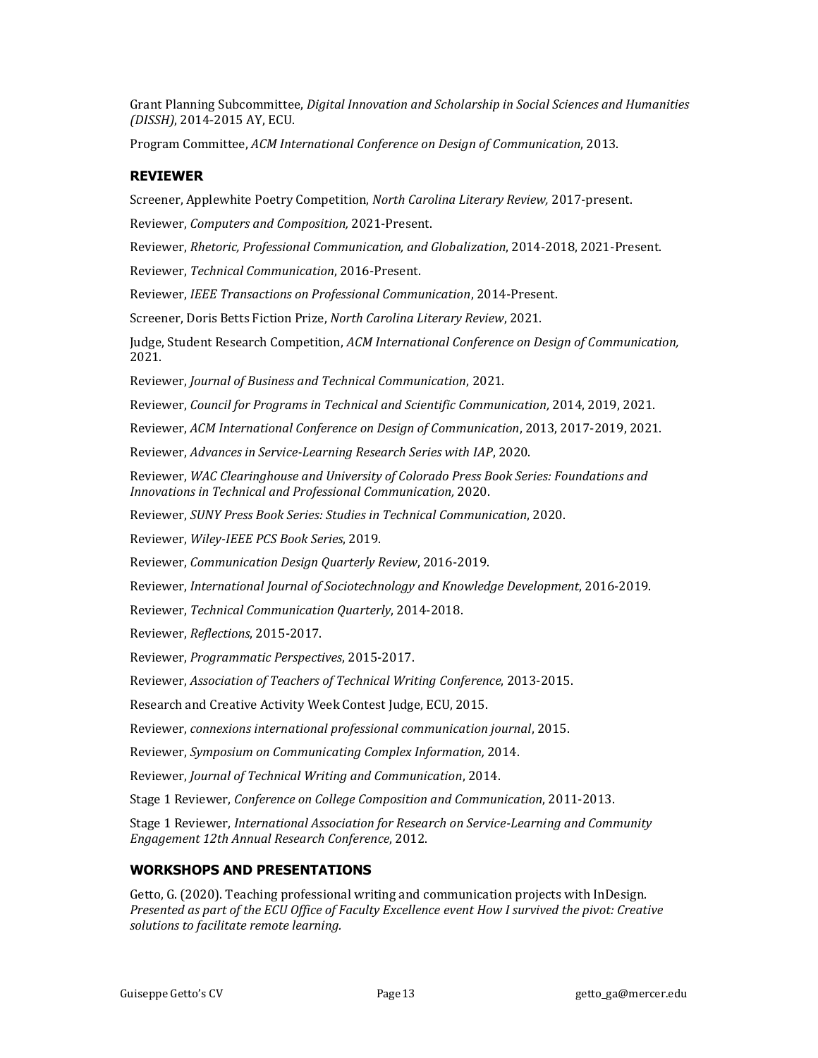Grant Planning Subcommittee, *Digital Innovation and Scholarship in Social Sciences and Humanities (DISSH)*, 2014-2015 AY, ECU.

Program Committee, *ACM International Conference on Design of Communication*, 2013.

## REVIEWER

Screener, Applewhite Poetry Competition, *North Carolina Literary Review,* 2017-present.

Reviewer, *Computers and Composition,* 2021-Present.

Reviewer, *Rhetoric, Professional Communication, and Globalization*, 2014-2018, 2021-Present.

Reviewer, *Technical Communication*, 2016-Present.

Reviewer, *IEEE Transactions on Professional Communication*, 2014-Present.

Screener, Doris Betts Fiction Prize, *North Carolina Literary Review*, 2021.

Judge, Student Research Competition, *ACM International Conference on Design of Communication,* 2021.

Reviewer, *Journal of Business and Technical Communication*, 2021.

Reviewer, *Council for Programs in Technical and Scientific Communication,* 2014, 2019, 2021.

Reviewer, *ACM International Conference on Design of Communication*, 2013, 2017-2019, 2021.

Reviewer, *Advances in Service-Learning Research Series with IAP*, 2020.

Reviewer, *WAC Clearinghouse and University of Colorado Press Book Series: Foundations and Innovations in Technical and Professional Communication,* 2020.

Reviewer, *SUNY Press Book Series: Studies in Technical Communication*, 2020.

Reviewer, *Wiley-IEEE PCS Book Series*, 2019.

Reviewer, *Communication Design Quarterly Review*, 2016-2019.

Reviewer, *International Journal of Sociotechnology and Knowledge Development*, 2016-2019.

Reviewer, *Technical Communication Quarterly*, 2014-2018.

Reviewer, *Reflections*, 2015-2017.

Reviewer, *Programmatic Perspectives*, 2015-2017.

Reviewer, *Association of Teachers of Technical Writing Conference*, 2013-2015.

Research and Creative Activity Week Contest Judge, ECU, 2015.

Reviewer, *connexions international professional communication journal*, 2015.

Reviewer, *Symposium on Communicating Complex Information,* 2014.

Reviewer, *Journal of Technical Writing and Communication*, 2014.

Stage 1 Reviewer, *Conference on College Composition and Communication*, 2011-2013.

Stage 1 Reviewer, *International Association for Research on Service-Learning and Community Engagement 12th Annual Research Conference*, 2012.

## WORKSHOPS AND PRESENTATIONS

Getto, G. (2020). Teaching professional writing and communication projects with InDesign. *Presented as part of the ECU Office of Faculty Excellence event How I survived the pivot: Creative solutions to facilitate remote learning.*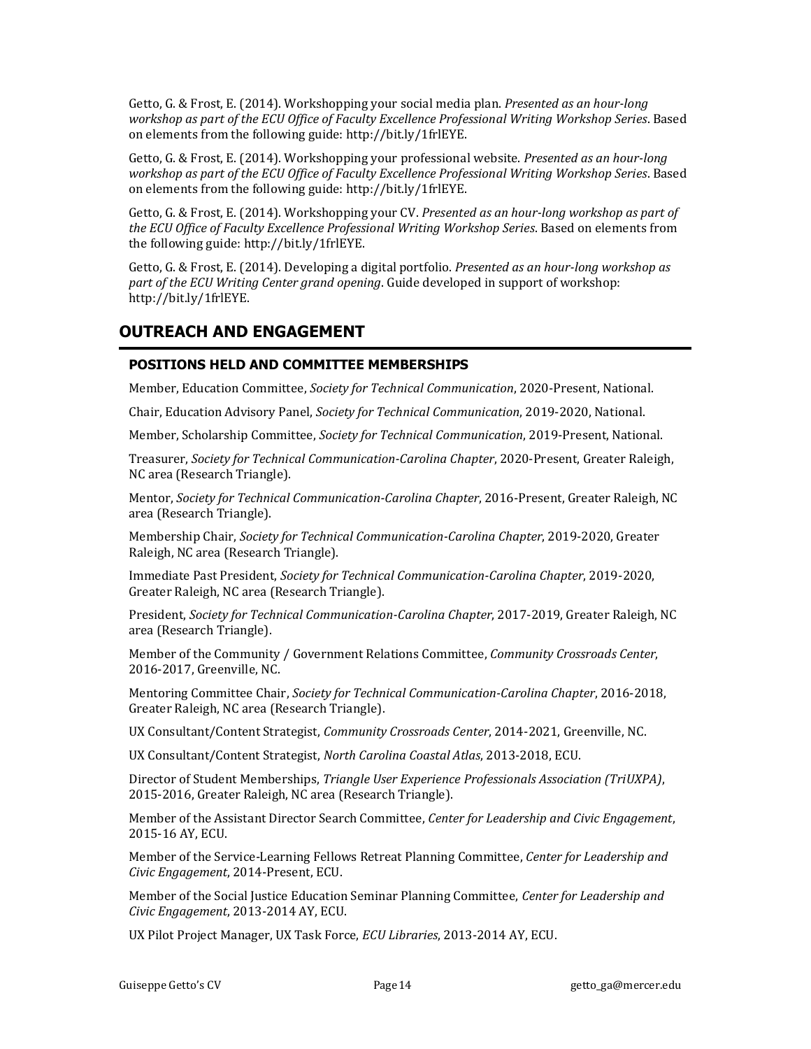Getto, G. & Frost, E. (2014). Workshopping your social media plan. *Presented as an hour-long workshop as part of the ECU Office of Faculty Excellence Professional Writing Workshop Series*. Based on elements from the following guide: http://bit.ly/1frlEYE.

Getto, G. & Frost, E. (2014). Workshopping your professional website. *Presented as an hour-long workshop as part of the ECU Office of Faculty Excellence Professional Writing Workshop Series*. Based on elements from the following guide: http://bit.ly/1frlEYE.

Getto, G. & Frost, E. (2014). Workshopping your CV. *Presented as an hour-long workshop as part of the ECU Office of Faculty Excellence Professional Writing Workshop Series*. Based on elements from the following guide: http://bit.ly/1frlEYE.

Getto, G. & Frost, E. (2014). Developing a digital portfolio. *Presented as an hour-long workshop as part of the ECU Writing Center grand opening*. Guide developed in support of workshop: http://bit.ly/1frlEYE.

## OUTREACH AND ENGAGEMENT

### POSITIONS HELD AND COMMITTEE MEMBERSHIPS

Member, Education Committee, *Society for Technical Communication*, 2020-Present, National.

Chair, Education Advisory Panel, *Society for Technical Communication*, 2019-2020, National.

Member, Scholarship Committee, *Society for Technical Communication*, 2019-Present, National.

Treasurer, *Society for Technical Communication-Carolina Chapter*, 2020-Present, Greater Raleigh, NC area (Research Triangle).

Mentor, *Society for Technical Communication-Carolina Chapter*, 2016-Present, Greater Raleigh, NC area (Research Triangle).

Membership Chair, *Society for Technical Communication-Carolina Chapter*, 2019-2020, Greater Raleigh, NC area (Research Triangle).

Immediate Past President, *Society for Technical Communication-Carolina Chapter*, 2019-2020, Greater Raleigh, NC area (Research Triangle).

President, *Society for Technical Communication-Carolina Chapter*, 2017-2019, Greater Raleigh, NC area (Research Triangle).

Member of the Community / Government Relations Committee, *Community Crossroads Center*, 2016-2017, Greenville, NC.

Mentoring Committee Chair, *Society for Technical Communication-Carolina Chapter*, 2016-2018, Greater Raleigh, NC area (Research Triangle).

UX Consultant/Content Strategist, *Community Crossroads Center*, 2014-2021, Greenville, NC.

UX Consultant/Content Strategist, *North Carolina Coastal Atlas*, 2013-2018, ECU.

Director of Student Memberships, *Triangle User Experience Professionals Association (TriUXPA)*, 2015-2016, Greater Raleigh, NC area (Research Triangle).

Member of the Assistant Director Search Committee, *Center for Leadership and Civic Engagement*, 2015-16 AY, ECU.

Member of the Service-Learning Fellows Retreat Planning Committee, *Center for Leadership and Civic Engagement*, 2014-Present, ECU.

Member of the Social Justice Education Seminar Planning Committee, *Center for Leadership and Civic Engagement*, 2013-2014 AY, ECU.

UX Pilot Project Manager, UX Task Force, *ECU Libraries*, 2013-2014 AY, ECU.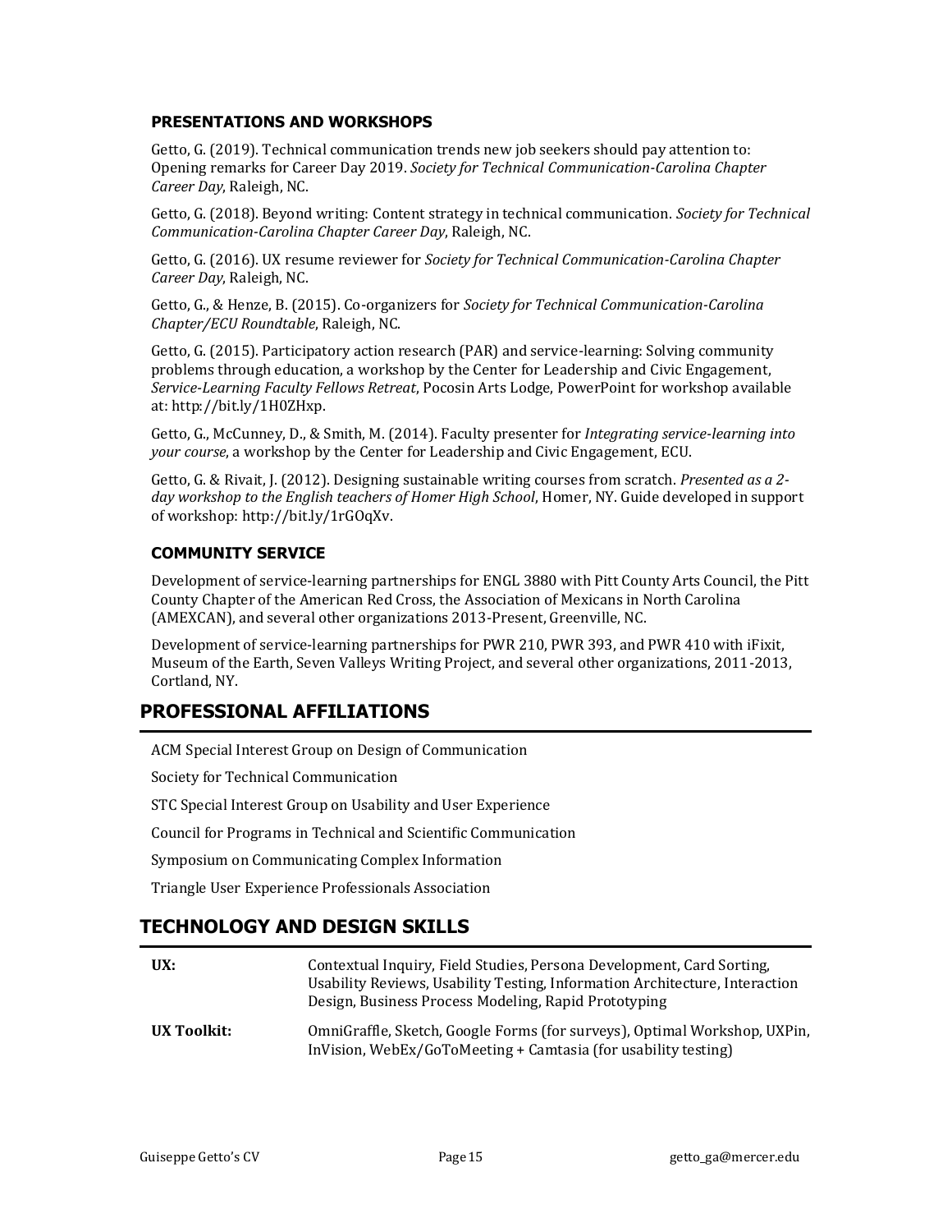### PRESENTATIONS AND WORKSHOPS

Getto, G. (2019). Technical communication trends new job seekers should pay attention to: Opening remarks for Career Day 2019. *Society for Technical Communication-Carolina Chapter Career Day*, Raleigh, NC.

Getto, G. (2018). Beyond writing: Content strategy in technical communication. *Society for Technical Communication-Carolina Chapter Career Day*, Raleigh, NC.

Getto, G. (2016). UX resume reviewer for *Society for Technical Communication-Carolina Chapter Career Day*, Raleigh, NC.

Getto, G., & Henze, B. (2015). Co-organizers for *Society for Technical Communication-Carolina Chapter/ECU Roundtable*, Raleigh, NC.

Getto, G. (2015). Participatory action research (PAR) and service-learning: Solving community problems through education, a workshop by the Center for Leadership and Civic Engagement, *Service-Learning Faculty Fellows Retreat*, Pocosin Arts Lodge, PowerPoint for workshop available at: http://bit.ly/1H0ZHxp.

Getto, G., McCunney, D., & Smith, M. (2014). Faculty presenter for *Integrating service-learning into your course*, a workshop by the Center for Leadership and Civic Engagement, ECU.

Getto, G. & Rivait, J. (2012). Designing sustainable writing courses from scratch. *Presented as a 2-day workshop to the English teachers of Homer High School*, Homer, NY. Guide developed in support of workshop: http://bit.ly/1rGOqXv.

### COMMUNITY SERVICE

Development of service-learning partnerships for ENGL 3880 with Pitt County Arts Council, the Pitt County Chapter of the American Red Cross, the Association of Mexicans in North Carolina (AMEXCAN), and several other organizations 2013-Present, Greenville, NC.

Development of service-learning partnerships for PWR 210, PWR 393, and PWR 410 with iFixit, Museum of the Earth, Seven Valleys Writing Project, and several other organizations, 2011-2013, Cortland, NY.

## PROFESSIONAL AFFILIATIONS

ACM Special Interest Group on Design of Communication

Society for Technical Communication

STC Special Interest Group on Usability and User Experience

Council for Programs in Technical and Scientific Communication

Symposium on Communicating Complex Information

Triangle User Experience Professionals Association

## TECHNOLOGY AND DESIGN SKILLS

| | |
|---|---|
| **UX:** | Contextual Inquiry, Field Studies, Persona Development, Card Sorting, Usability Reviews, Usability Testing, Information Architecture, Interaction Design, Business Process Modeling, Rapid Prototyping |
| **UX Toolkit:** | OmniGraffle, Sketch, Google Forms (for surveys), Optimal Workshop, UXPin, InVision, WebEx/GoToMeeting + Camtasia (for usability testing) |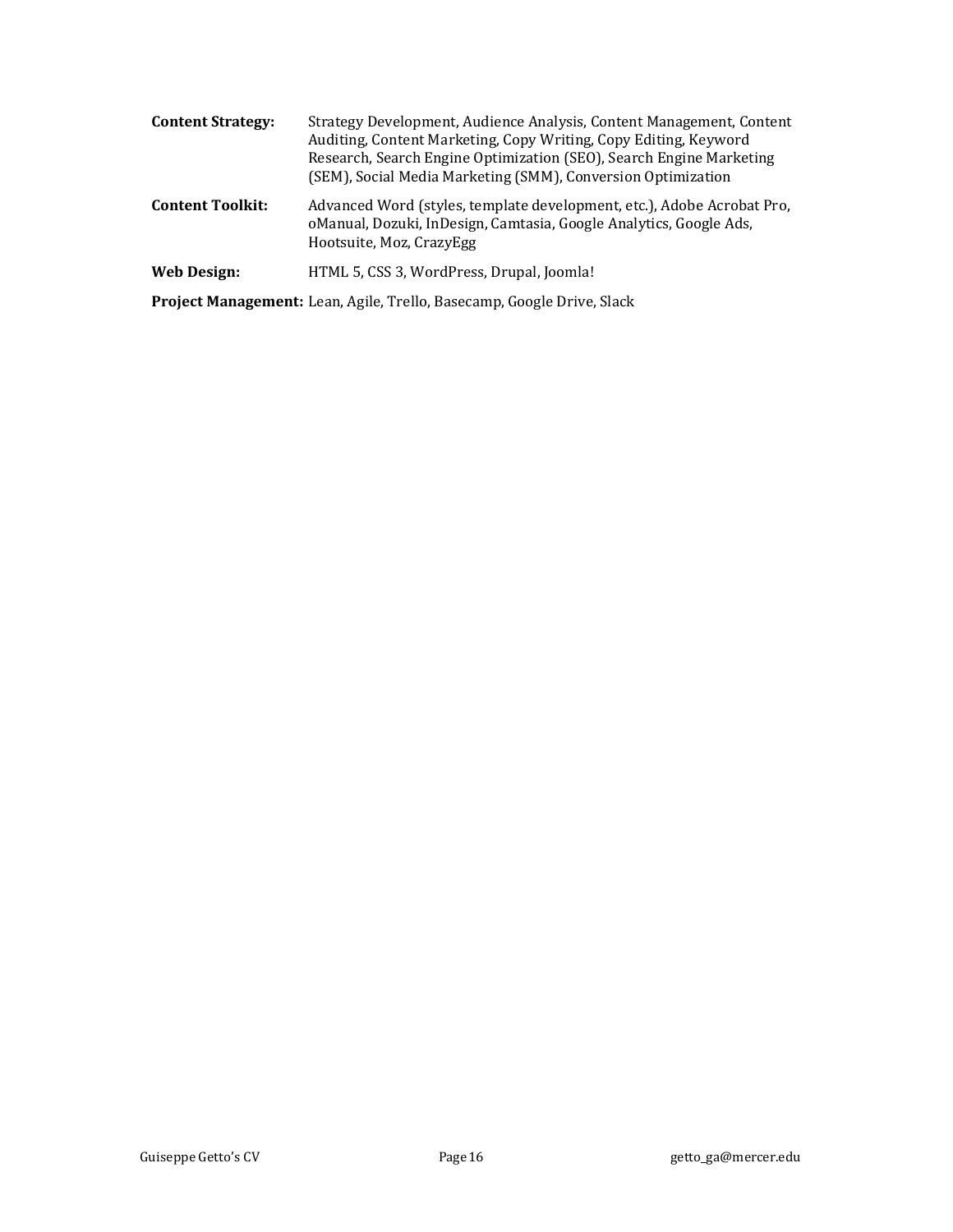**Content Strategy:** Strategy Development, Audience Analysis, Content Management, Content Auditing, Content Marketing, Copy Writing, Copy Editing, Keyword Research, Search Engine Optimization (SEO), Search Engine Marketing (SEM), Social Media Marketing (SMM), Conversion Optimization

**Content Toolkit:** Advanced Word (styles, template development, etc.), Adobe Acrobat Pro, oManual, Dozuki, InDesign, Camtasia, Google Analytics, Google Ads, Hootsuite, Moz, CrazyEgg

**Web Design:** HTML 5, CSS 3, WordPress, Drupal, Joomla!

**Project Management:** Lean, Agile, Trello, Basecamp, Google Drive, Slack